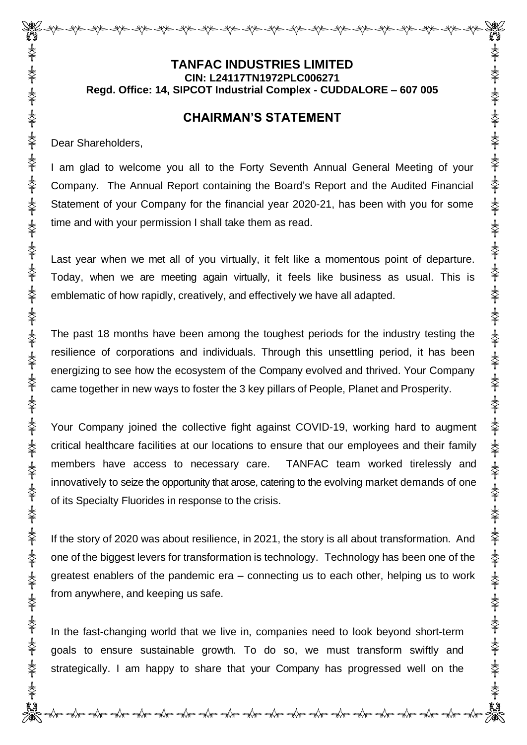# TANFAC INDUSTRIES LIMITED

**CIN: L24117TN1972PLC006271**

**Regd. Office: 14, SIPCOT Industrial Complex - CUDDALORE – 607 005**

## CHAIRMAN'S STATEMENT

Dear Shareholders,

I am glad to welcome you all to the Forty Seventh Annual General Meeting of your Company. The Annual Report containing the Board's Report and the Audited Financial Statement of your Company for the financial year 2020-21, has been with you for some time and with your permission I shall take them as read.

Last year when we met all of you virtually, it felt like a momentous point of departure. Today, when we are meeting again virtually, it feels like business as usual. This is emblematic of how rapidly, creatively, and effectively we have all adapted.

The past 18 months have been among the toughest periods for the industry testing the resilience of corporations and individuals. Through this unsettling period, it has been energizing to see how the ecosystem of the Company evolved and thrived. Your Company came together in new ways to foster the 3 key pillars of People, Planet and Prosperity.

Your Company joined the collective fight against COVID-19, working hard to augment critical healthcare facilities at our locations to ensure that our employees and their family members have access to necessary care. TANFAC team worked tirelessly and innovatively to seize the opportunity that arose, catering to the evolving market demands of one of its Specialty Fluorides in response to the crisis.

If the story of 2020 was about resilience, in 2021, the story is all about transformation. And one of the biggest levers for transformation is technology. Technology has been one of the greatest enablers of the pandemic era – connecting us to each other, helping us to work from anywhere, and keeping us safe.

In the fast-changing world that we live in, companies need to look beyond short-term goals to ensure sustainable growth. To do so, we must transform swiftly and strategically. I am happy to share that your Company has progressed well on the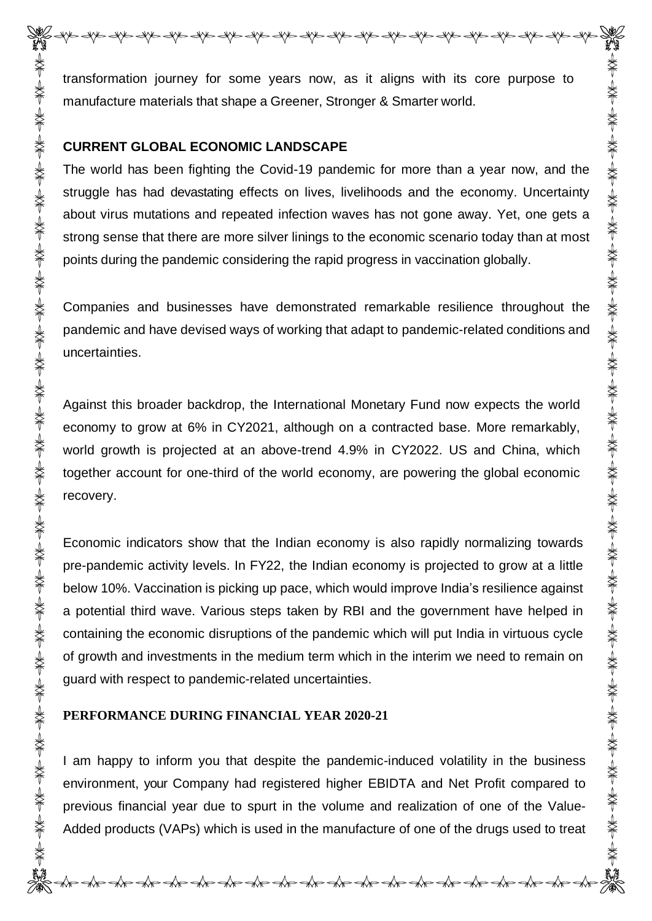transformation journey for some years now, as it aligns with its core purpose to manufacture materials that shape a Greener, Stronger & Smarter world.

## CURRENT GLOBAL ECONOMIC LANDSCAPE

The world has been fighting the Covid-19 pandemic for more than a year now, and the struggle has had devastating effects on lives, livelihoods and the economy. Uncertainty about virus mutations and repeated infection waves has not gone away. Yet, one gets a strong sense that there are more silver linings to the economic scenario today than at most points during the pandemic considering the rapid progress in vaccination globally.

Companies and businesses have demonstrated remarkable resilience throughout the pandemic and have devised ways of working that adapt to pandemic-related conditions and uncertainties.

Against this broader backdrop, the International Monetary Fund now expects the world economy to grow at 6% in CY2021, although on a contracted base. More remarkably, world growth is projected at an above-trend 4.9% in CY2022. US and China, which together account for one-third of the world economy, are powering the global economic recovery.

Economic indicators show that the Indian economy is also rapidly normalizing towards pre-pandemic activity levels. In FY22, the Indian economy is projected to grow at a little below 10%. Vaccination is picking up pace, which would improve India's resilience against a potential third wave. Various steps taken by RBI and the government have helped in containing the economic disruptions of the pandemic which will put India in virtuous cycle of growth and investments in the medium term which in the interim we need to remain on guard with respect to pandemic-related uncertainties.

## PERFORMANCE DURING FINANCIAL YEAR 2020-21

I am happy to inform you that despite the pandemic-induced volatility in the business environment, your Company had registered higher EBIDTA and Net Profit compared to previous financial year due to spurt in the volume and realization of one of the Value-Added products (VAPs) which is used in the manufacture of one of the drugs used to treat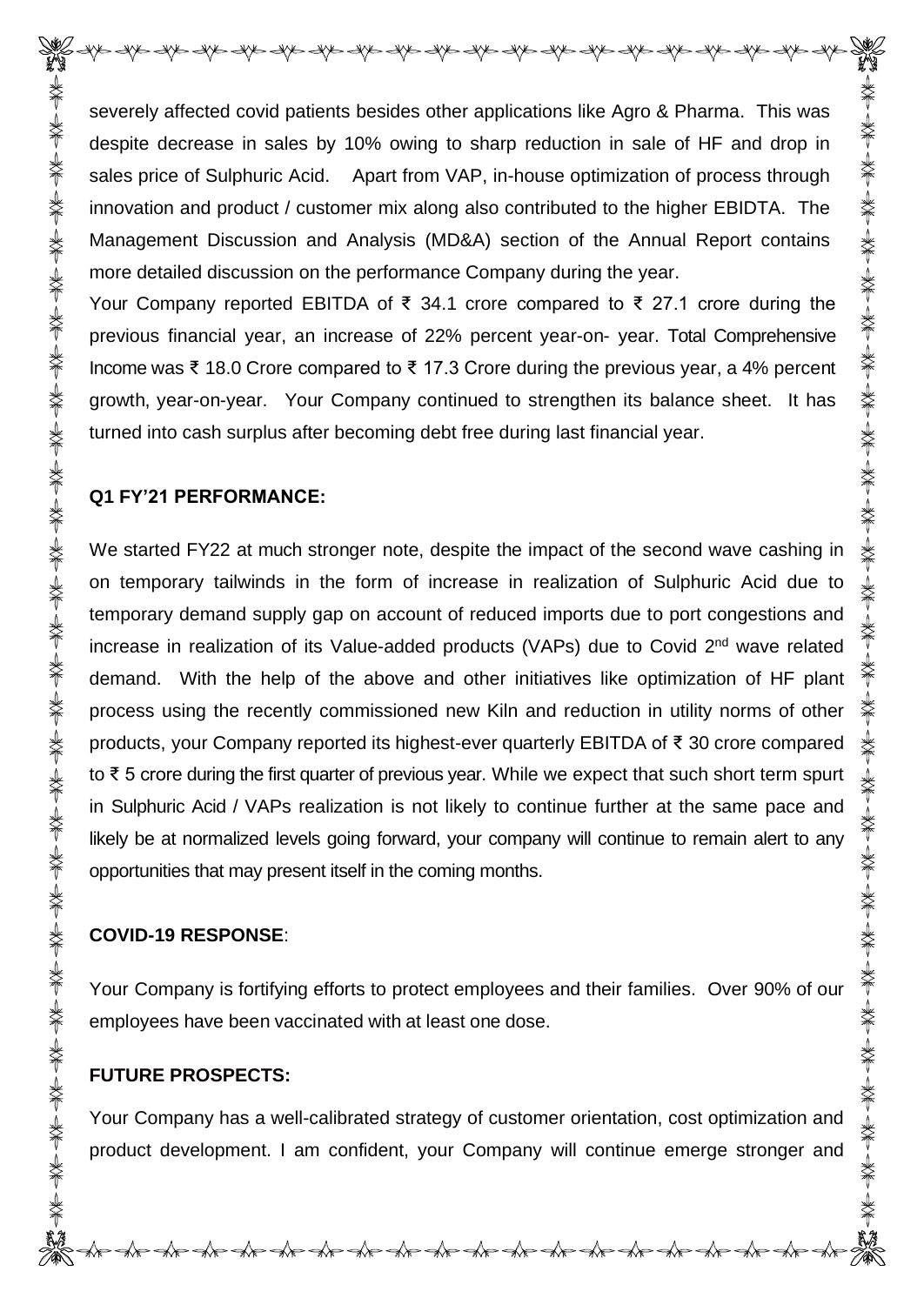severely affected covid patients besides other applications like Agro & Pharma. This was despite decrease in sales by 10% owing to sharp reduction in sale of HF and drop in sales price of Sulphuric Acid. Apart from VAP, in-house optimization of process through innovation and product / customer mix along also contributed to the higher EBIDTA. The Management Discussion and Analysis (MD&A) section of the Annual Report contains more detailed discussion on the performance Company during the year.

Your Company reported EBITDA of ₹ 34.1 crore compared to ₹ 27.1 crore during the previous financial year, an increase of 22% percent year-on- year. Total Comprehensive Income was ₹ 18.0 Crore compared to ₹ 17.3 Crore during the previous year, a 4% percent growth, year-on-year. Your Company continued to strengthen its balance sheet. It has turned into cash surplus after becoming debt free during last financial year.

**Q1 FY'21 PERFORMANCE:**

We started FY22 at much stronger note, despite the impact of the second wave cashing in on temporary tailwinds in the form of increase in realization of Sulphuric Acid due to temporary demand supply gap on account of reduced imports due to port congestions and increase in realization of its Value-added products (VAPs) due to Covid 2nd wave related demand. With the help of the above and other initiatives like optimization of HF plant process using the recently commissioned new Kiln and reduction in utility norms of other products, your Company reported its highest-ever quarterly EBITDA of ₹ 30 crore compared to ₹ 5 crore during the first quarter of previous year. While we expect that such short term spurt in Sulphuric Acid / VAPs realization is not likely to continue further at the same pace and likely be at normalized levels going forward, your company will continue to remain alert to any opportunities that may present itself in the coming months.

**COVID-19 RESPONSE**:

Your Company is fortifying efforts to protect employees and their families. Over 90% of our employees have been vaccinated with at least one dose.

**FUTURE PROSPECTS:**

Your Company has a well-calibrated strategy of customer orientation, cost optimization and product development. I am confident, your Company will continue emerge stronger and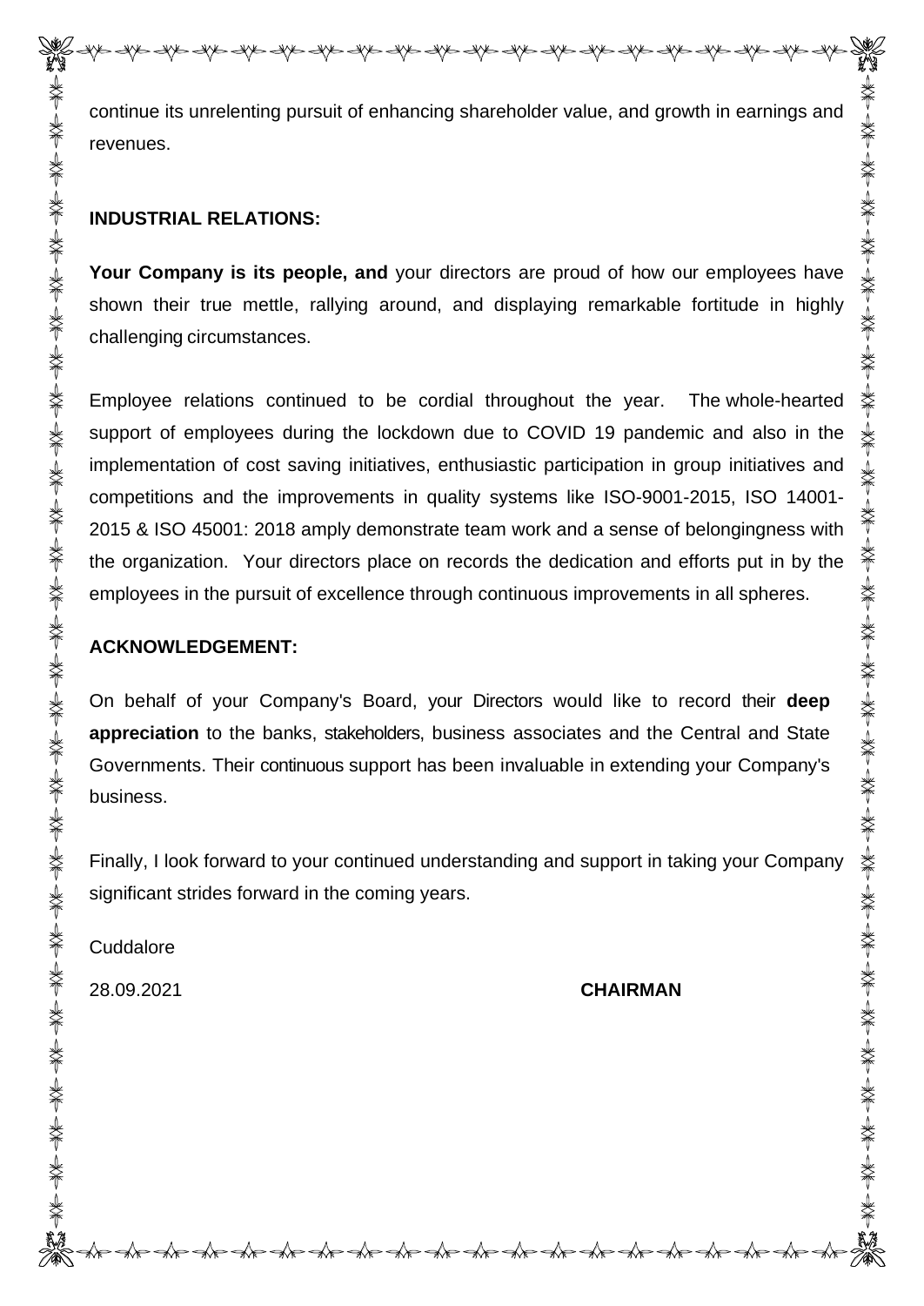continue its unrelenting pursuit of enhancing shareholder value, and growth in earnings and revenues.

## INDUSTRIAL RELATIONS:

**Your Company is its people, and** your directors are proud of how our employees have shown their true mettle, rallying around, and displaying remarkable fortitude in highly challenging circumstances.

Employee relations continued to be cordial throughout the year. The whole-hearted support of employees during the lockdown due to COVID 19 pandemic and also in the implementation of cost saving initiatives, enthusiastic participation in group initiatives and competitions and the improvements in quality systems like ISO-9001-2015, ISO 14001-2015 & ISO 45001: 2018 amply demonstrate team work and a sense of belongingness with the organization. Your directors place on records the dedication and efforts put in by the employees in the pursuit of excellence through continuous improvements in all spheres.

## ACKNOWLEDGEMENT:

On behalf of your Company's Board, your Directors would like to record their **deep appreciation** to the banks, stakeholders, business associates and the Central and State Governments. Their continuous support has been invaluable in extending your Company's business.

Finally, I look forward to your continued understanding and support in taking your Company significant strides forward in the coming years.

Cuddalore

28.09.2021 **CHAIRMAN**